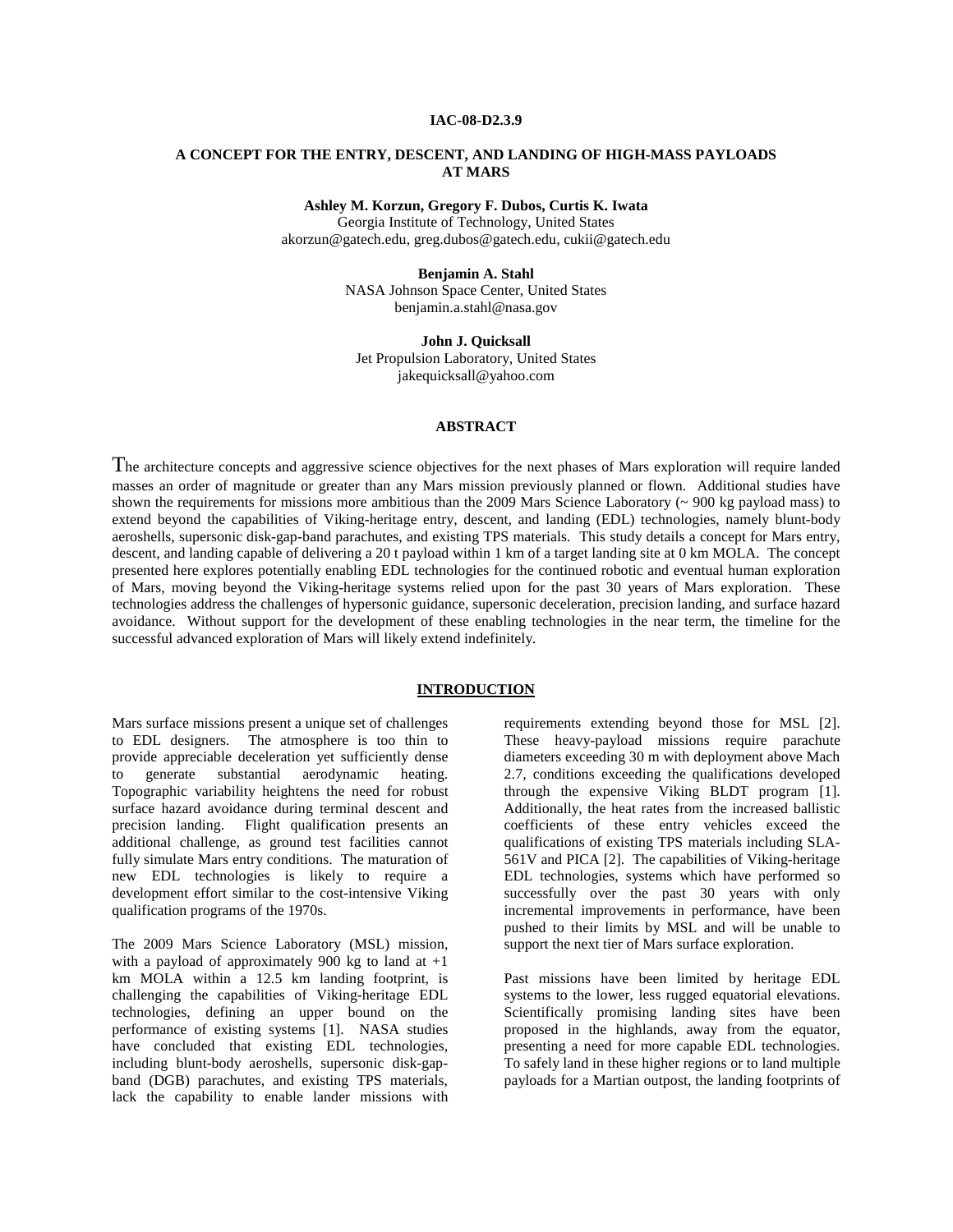IAC-08-D2.3.9

# A CONCEPT FOR THE ENTRY, DESCENT, AND LANDING OF HIGH-MASS PAYLOADS AT MARS

**Ashley M. Korzun, Gregory F. Dubos, Curtis K. Iwata**
Georgia Institute of Technology, United States
akorzun@gatech.edu, greg.dubos@gatech.edu, cukii@gatech.edu

**Benjamin A. Stahl**
NASA Johnson Space Center, United States
benjamin.a.stahl@nasa.gov

**John J. Quicksall**
Jet Propulsion Laboratory, United States
jakequicksall@yahoo.com

## ABSTRACT

The architecture concepts and aggressive science objectives for the next phases of Mars exploration will require landed masses an order of magnitude or greater than any Mars mission previously planned or flown. Additional studies have shown the requirements for missions more ambitious than the 2009 Mars Science Laboratory (~ 900 kg payload mass) to extend beyond the capabilities of Viking-heritage entry, descent, and landing (EDL) technologies, namely blunt-body aeroshells, supersonic disk-gap-band parachutes, and existing TPS materials. This study details a concept for Mars entry, descent, and landing capable of delivering a 20 t payload within 1 km of a target landing site at 0 km MOLA. The concept presented here explores potentially enabling EDL technologies for the continued robotic and eventual human exploration of Mars, moving beyond the Viking-heritage systems relied upon for the past 30 years of Mars exploration. These technologies address the challenges of hypersonic guidance, supersonic deceleration, precision landing, and surface hazard avoidance. Without support for the development of these enabling technologies in the near term, the timeline for the successful advanced exploration of Mars will likely extend indefinitely.

## INTRODUCTION

Mars surface missions present a unique set of challenges to EDL designers. The atmosphere is too thin to provide appreciable deceleration yet sufficiently dense to generate substantial aerodynamic heating. Topographic variability heightens the need for robust surface hazard avoidance during terminal descent and precision landing. Flight qualification presents an additional challenge, as ground test facilities cannot fully simulate Mars entry conditions. The maturation of new EDL technologies is likely to require a development effort similar to the cost-intensive Viking qualification programs of the 1970s.

The 2009 Mars Science Laboratory (MSL) mission, with a payload of approximately 900 kg to land at +1 km MOLA within a 12.5 km landing footprint, is challenging the capabilities of Viking-heritage EDL technologies, defining an upper bound on the performance of existing systems [1]. NASA studies have concluded that existing EDL technologies, including blunt-body aeroshells, supersonic disk-gap-band (DGB) parachutes, and existing TPS materials, lack the capability to enable lander missions with requirements extending beyond those for MSL [2]. These heavy-payload missions require parachute diameters exceeding 30 m with deployment above Mach 2.7, conditions exceeding the qualifications developed through the expensive Viking BLDT program [1]. Additionally, the heat rates from the increased ballistic coefficients of these entry vehicles exceed the qualifications of existing TPS materials including SLA-561V and PICA [2]. The capabilities of Viking-heritage EDL technologies, systems which have performed so successfully over the past 30 years with only incremental improvements in performance, have been pushed to their limits by MSL and will be unable to support the next tier of Mars surface exploration.

Past missions have been limited by heritage EDL systems to the lower, less rugged equatorial elevations. Scientifically promising landing sites have been proposed in the highlands, away from the equator, presenting a need for more capable EDL technologies. To safely land in these higher regions or to land multiple payloads for a Martian outpost, the landing footprints of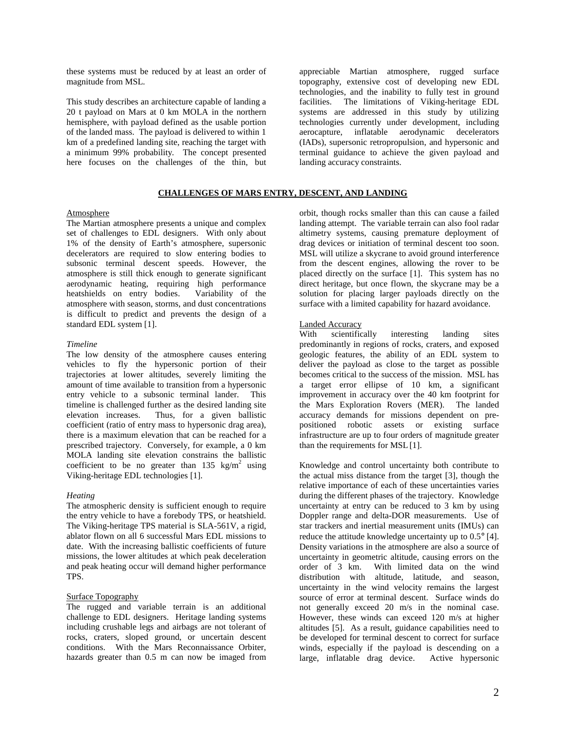these systems must be reduced by at least an order of magnitude from MSL.

This study describes an architecture capable of landing a 20 t payload on Mars at 0 km MOLA in the northern hemisphere, with payload defined as the usable portion of the landed mass. The payload is delivered to within 1 km of a predefined landing site, reaching the target with a minimum 99% probability. The concept presented here focuses on the challenges of the thin, but appreciable Martian atmosphere, rugged surface topography, extensive cost of developing new EDL technologies, and the inability to fully test in ground facilities. The limitations of Viking-heritage EDL systems are addressed in this study by utilizing technologies currently under development, including aerocapture, inflatable aerodynamic decelerators (IADs), supersonic retropropulsion, and hypersonic and terminal guidance to achieve the given payload and landing accuracy constraints.

## CHALLENGES OF MARS ENTRY, DESCENT, AND LANDING

### Atmosphere

The Martian atmosphere presents a unique and complex set of challenges to EDL designers. With only about 1% of the density of Earth's atmosphere, supersonic decelerators are required to slow entering bodies to subsonic terminal descent speeds. However, the atmosphere is still thick enough to generate significant aerodynamic heating, requiring high performance heatshields on entry bodies. Variability of the atmosphere with season, storms, and dust concentrations is difficult to predict and prevents the design of a standard EDL system [1].

#### *Timeline*

The low density of the atmosphere causes entering vehicles to fly the hypersonic portion of their trajectories at lower altitudes, severely limiting the amount of time available to transition from a hypersonic entry vehicle to a subsonic terminal lander. This timeline is challenged further as the desired landing site elevation increases. Thus, for a given ballistic coefficient (ratio of entry mass to hypersonic drag area), there is a maximum elevation that can be reached for a prescribed trajectory. Conversely, for example, a 0 km MOLA landing site elevation constrains the ballistic coefficient to be no greater than 135 $kg/m^2$ using Viking-heritage EDL technologies [1].

#### *Heating*

The atmospheric density is sufficient enough to require the entry vehicle to have a forebody TPS, or heatshield. The Viking-heritage TPS material is SLA-561V, a rigid, ablator flown on all 6 successful Mars EDL missions to date. With the increasing ballistic coefficients of future missions, the lower altitudes at which peak deceleration and peak heating occur will demand higher performance TPS.

### Surface Topography

The rugged and variable terrain is an additional challenge to EDL designers. Heritage landing systems including crushable legs and airbags are not tolerant of rocks, craters, sloped ground, or uncertain descent conditions. With the Mars Reconnaissance Orbiter, hazards greater than 0.5 m can now be imaged from orbit, though rocks smaller than this can cause a failed landing attempt. The variable terrain can also fool radar altimetry systems, causing premature deployment of drag devices or initiation of terminal descent too soon. MSL will utilize a skycrane to avoid ground interference from the descent engines, allowing the rover to be placed directly on the surface [1]. This system has no direct heritage, but once flown, the skycrane may be a solution for placing larger payloads directly on the surface with a limited capability for hazard avoidance.

### Landed Accuracy

With scientifically interesting landing sites predominantly in regions of rocks, craters, and exposed geologic features, the ability of an EDL system to deliver the payload as close to the target as possible becomes critical to the success of the mission. MSL has a target error ellipse of 10 km, a significant improvement in accuracy over the 40 km footprint for the Mars Exploration Rovers (MER). The landed accuracy demands for missions dependent on pre-positioned robotic assets or existing surface infrastructure are up to four orders of magnitude greater than the requirements for MSL [1].

Knowledge and control uncertainty both contribute to the actual miss distance from the target [3], though the relative importance of each of these uncertainties varies during the different phases of the trajectory. Knowledge uncertainty at entry can be reduced to 3 km by using Doppler range and delta-DOR measurements. Use of star trackers and inertial measurement units (IMUs) can reduce the attitude knowledge uncertainty up to 0.5° [4]. Density variations in the atmosphere are also a source of uncertainty in geometric altitude, causing errors on the order of 3 km. With limited data on the wind distribution with altitude, latitude, and season, uncertainty in the wind velocity remains the largest source of error at terminal descent. Surface winds do not generally exceed 20 m/s in the nominal case. However, these winds can exceed 120 m/s at higher altitudes [5]. As a result, guidance capabilities need to be developed for terminal descent to correct for surface winds, especially if the payload is descending on a large, inflatable drag device. Active hypersonic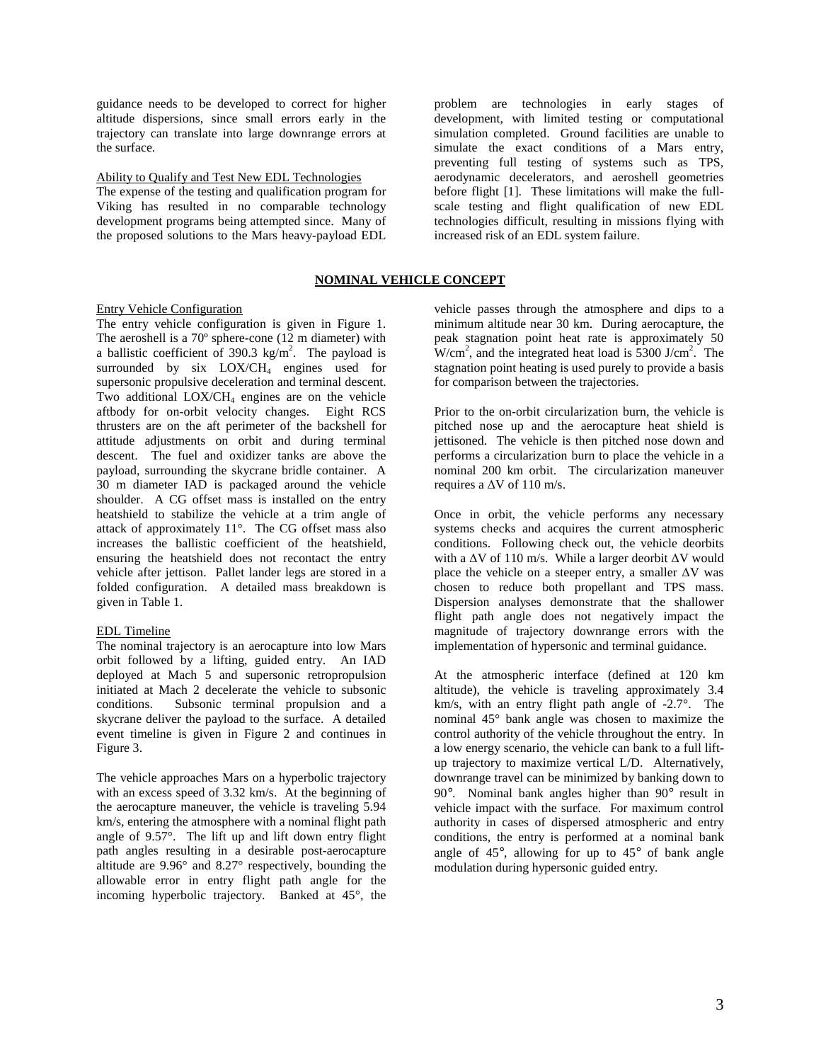guidance needs to be developed to correct for higher altitude dispersions, since small errors early in the trajectory can translate into large downrange errors at the surface.

Ability to Qualify and Test New EDL Technologies

The expense of the testing and qualification program for Viking has resulted in no comparable technology development programs being attempted since. Many of the proposed solutions to the Mars heavy-payload EDL problem are technologies in early stages of development, with limited testing or computational simulation completed. Ground facilities are unable to simulate the exact conditions of a Mars entry, preventing full testing of systems such as TPS, aerodynamic decelerators, and aeroshell geometries before flight [1]. These limitations will make the full-scale testing and flight qualification of new EDL technologies difficult, resulting in missions flying with increased risk of an EDL system failure.

## NOMINAL VEHICLE CONCEPT

Entry Vehicle Configuration

The entry vehicle configuration is given in Figure 1. The aeroshell is a 70º sphere-cone (12 m diameter) with a ballistic coefficient of 390.3 kg/m$^2$. The payload is surrounded by six LOX/$CH_4$ engines used for supersonic propulsive deceleration and terminal descent. Two additional LOX/$CH_4$ engines are on the vehicle aftbody for on-orbit velocity changes. Eight RCS thrusters are on the aft perimeter of the backshell for attitude adjustments on orbit and during terminal descent. The fuel and oxidizer tanks are above the payload, surrounding the skycrane bridle container. A 30 m diameter IAD is packaged around the vehicle shoulder. A CG offset mass is installed on the entry heatshield to stabilize the vehicle at a trim angle of attack of approximately 11°. The CG offset mass also increases the ballistic coefficient of the heatshield, ensuring the heatshield does not recontact the entry vehicle after jettison. Pallet lander legs are stored in a folded configuration. A detailed mass breakdown is given in Table 1.

EDL Timeline

The nominal trajectory is an aerocapture into low Mars orbit followed by a lifting, guided entry. An IAD deployed at Mach 5 and supersonic retropropulsion initiated at Mach 2 decelerate the vehicle to subsonic conditions. Subsonic terminal propulsion and a skycrane deliver the payload to the surface. A detailed event timeline is given in Figure 2 and continues in Figure 3.

The vehicle approaches Mars on a hyperbolic trajectory with an excess speed of 3.32 km/s. At the beginning of the aerocapture maneuver, the vehicle is traveling 5.94 km/s, entering the atmosphere with a nominal flight path angle of 9.57°. The lift up and lift down entry flight path angles resulting in a desirable post-aerocapture altitude are 9.96° and 8.27° respectively, bounding the allowable error in entry flight path angle for the incoming hyperbolic trajectory. Banked at 45°, the vehicle passes through the atmosphere and dips to a minimum altitude near 30 km. During aerocapture, the peak stagnation point heat rate is approximately 50 W/cm$^2$, and the integrated heat load is 5300 J/cm$^2$. The stagnation point heating is used purely to provide a basis for comparison between the trajectories.

Prior to the on-orbit circularization burn, the vehicle is pitched nose up and the aerocapture heat shield is jettisoned. The vehicle is then pitched nose down and performs a circularization burn to place the vehicle in a nominal 200 km orbit. The circularization maneuver requires a $\Delta V$ of 110 m/s.

Once in orbit, the vehicle performs any necessary systems checks and acquires the current atmospheric conditions. Following check out, the vehicle deorbits with a $\Delta V$ of 110 m/s. While a larger deorbit $\Delta V$ would place the vehicle on a steeper entry, a smaller $\Delta V$ was chosen to reduce both propellant and TPS mass. Dispersion analyses demonstrate that the shallower flight path angle does not negatively impact the magnitude of trajectory downrange errors with the implementation of hypersonic and terminal guidance.

At the atmospheric interface (defined at 120 km altitude), the vehicle is traveling approximately 3.4 km/s, with an entry flight path angle of -2.7°. The nominal 45° bank angle was chosen to maximize the control authority of the vehicle throughout the entry. In a low energy scenario, the vehicle can bank to a full lift-up trajectory to maximize vertical L/D. Alternatively, downrange travel can be minimized by banking down to 90°. Nominal bank angles higher than 90° result in vehicle impact with the surface. For maximum control authority in cases of dispersed atmospheric and entry conditions, the entry is performed at a nominal bank angle of 45°, allowing for up to 45° of bank angle modulation during hypersonic guided entry.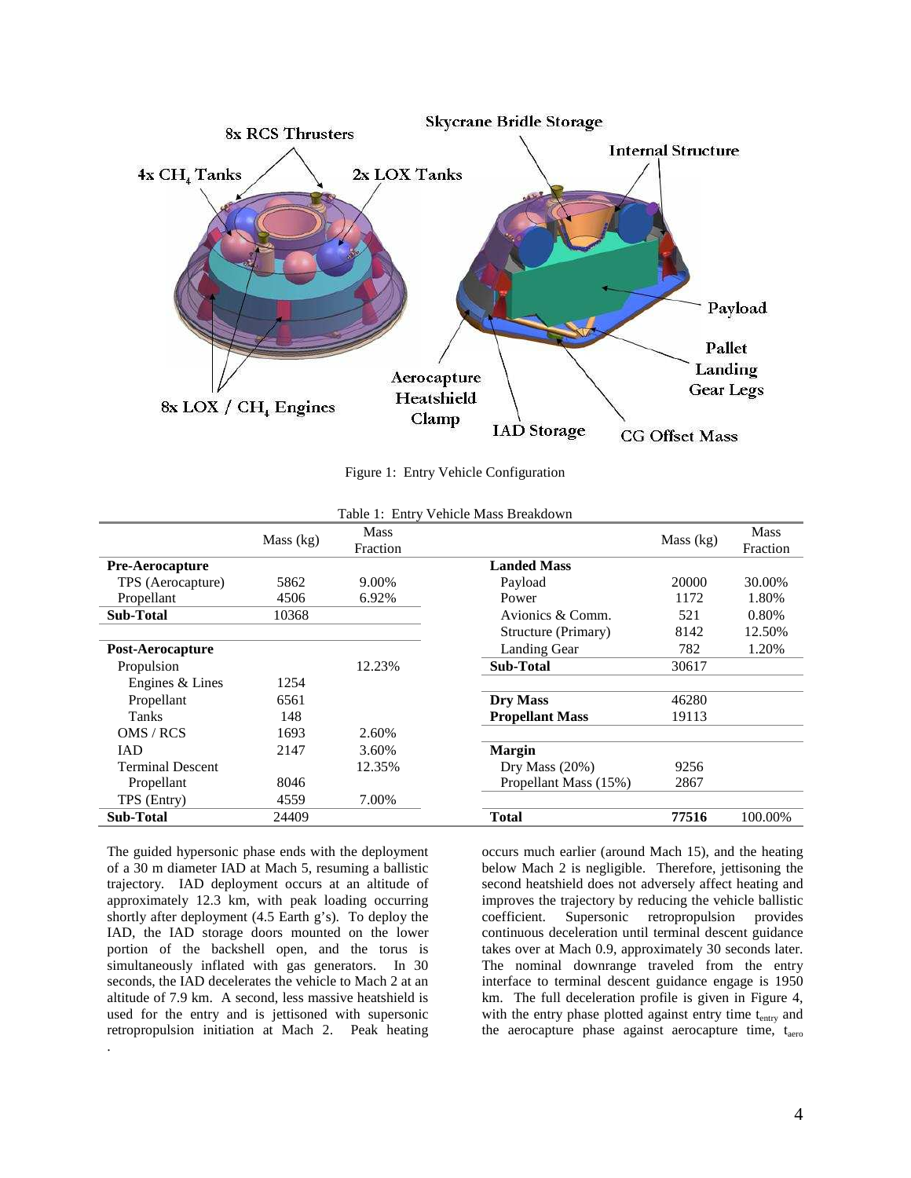Figure 1: Entry Vehicle Configuration

Table 1: Entry Vehicle Mass Breakdown

| | Mass (kg) | Mass Fraction | | Mass (kg) | Mass Fraction |
|---|---|---|---|---|---|
| **Pre-Aerocapture** | | | **Landed Mass** | | |
| TPS (Aerocapture) | 5862 | 9.00% | Payload | 20000 | 30.00% |
| Propellant | 4506 | 6.92% | Power | 1172 | 1.80% |
| **Sub-Total** | 10368 | | Avionics & Comm. | 521 | 0.80% |
| | | | Structure (Primary) | 8142 | 12.50% |
| **Post-Aerocapture** | | | Landing Gear | 782 | 1.20% |
| Propulsion | | 12.23% | **Sub-Total** | 30617 | |
| Engines & Lines | 1254 | | | | |
| Propellant | 6561 | | **Dry Mass** | 46280 | |
| Tanks | 148 | | **Propellant Mass** | 19113 | |
| OMS / RCS | 1693 | 2.60% | | | |
| IAD | 2147 | 3.60% | **Margin** | | |
| Terminal Descent | | 12.35% | Dry Mass (20%) | 9256 | |
| Propellant | 8046 | | Propellant Mass (15%) | 2867 | |
| TPS (Entry) | 4559 | 7.00% | | | |
| **Sub-Total** | 24409 | | **Total** | **77516** | 100.00% |

The guided hypersonic phase ends with the deployment of a 30 m diameter IAD at Mach 5, resuming a ballistic trajectory. IAD deployment occurs at an altitude of approximately 12.3 km, with peak loading occurring shortly after deployment (4.5 Earth g's). To deploy the IAD, the IAD storage doors mounted on the lower portion of the backshell open, and the torus is simultaneously inflated with gas generators. In 30 seconds, the IAD decelerates the vehicle to Mach 2 at an altitude of 7.9 km. A second, less massive heatshield is used for the entry and is jettisoned with supersonic retropropulsion initiation at Mach 2. Peak heating occurs much earlier (around Mach 15), and the heating below Mach 2 is negligible. Therefore, jettisoning the second heatshield does not adversely affect heating and improves the trajectory by reducing the vehicle ballistic coefficient. Supersonic retropropulsion provides continuous deceleration until terminal descent guidance takes over at Mach 0.9, approximately 30 seconds later. The nominal downrange traveled from the entry interface to terminal descent guidance engage is 1950 km. The full deceleration profile is given in Figure 4, with the entry phase plotted against entry time $t_{entry}$ and the aerocapture phase against aerocapture time, $t_{aero}$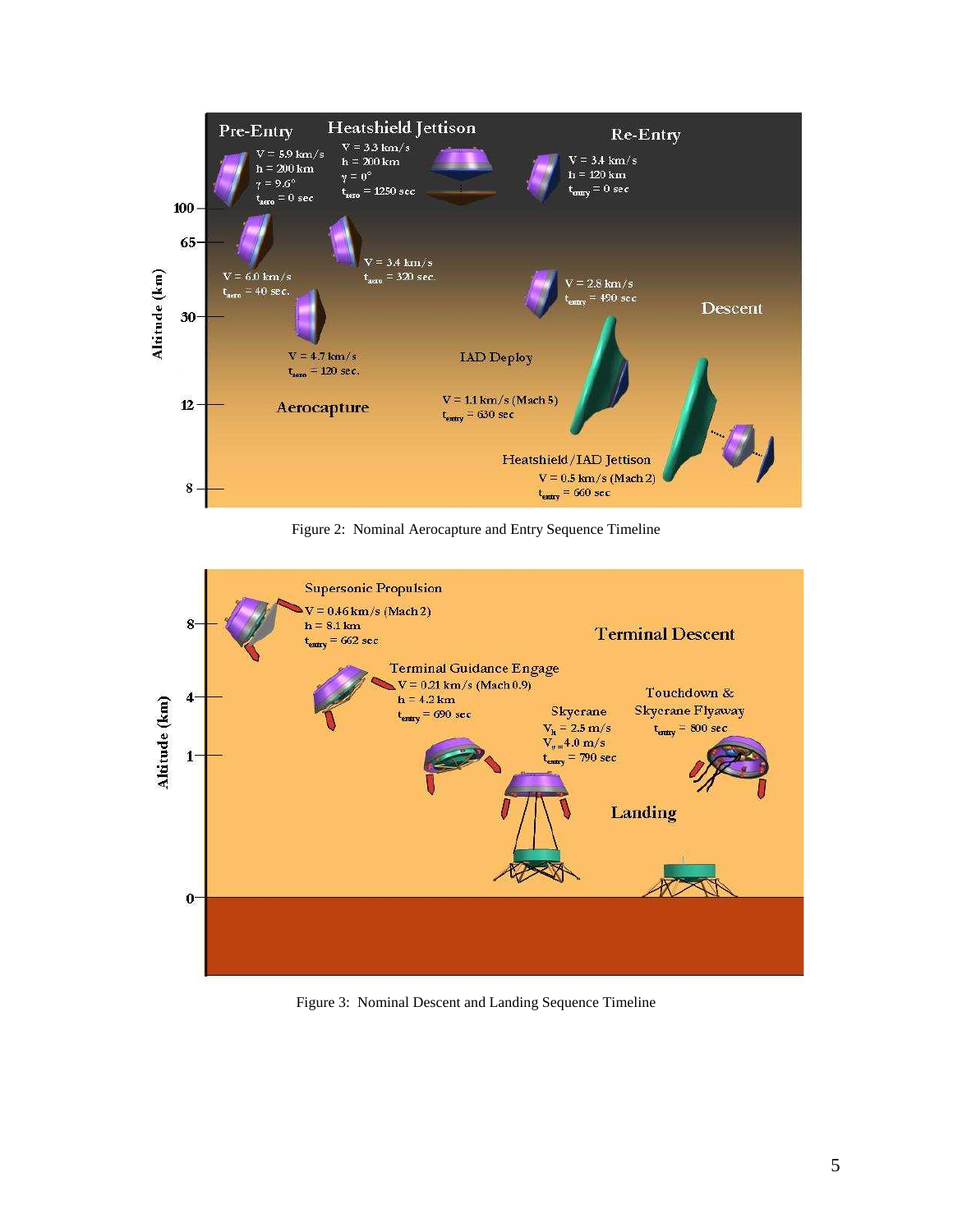Figure 2: Nominal Aerocapture and Entry Sequence Timeline

Figure 3: Nominal Descent and Landing Sequence Timeline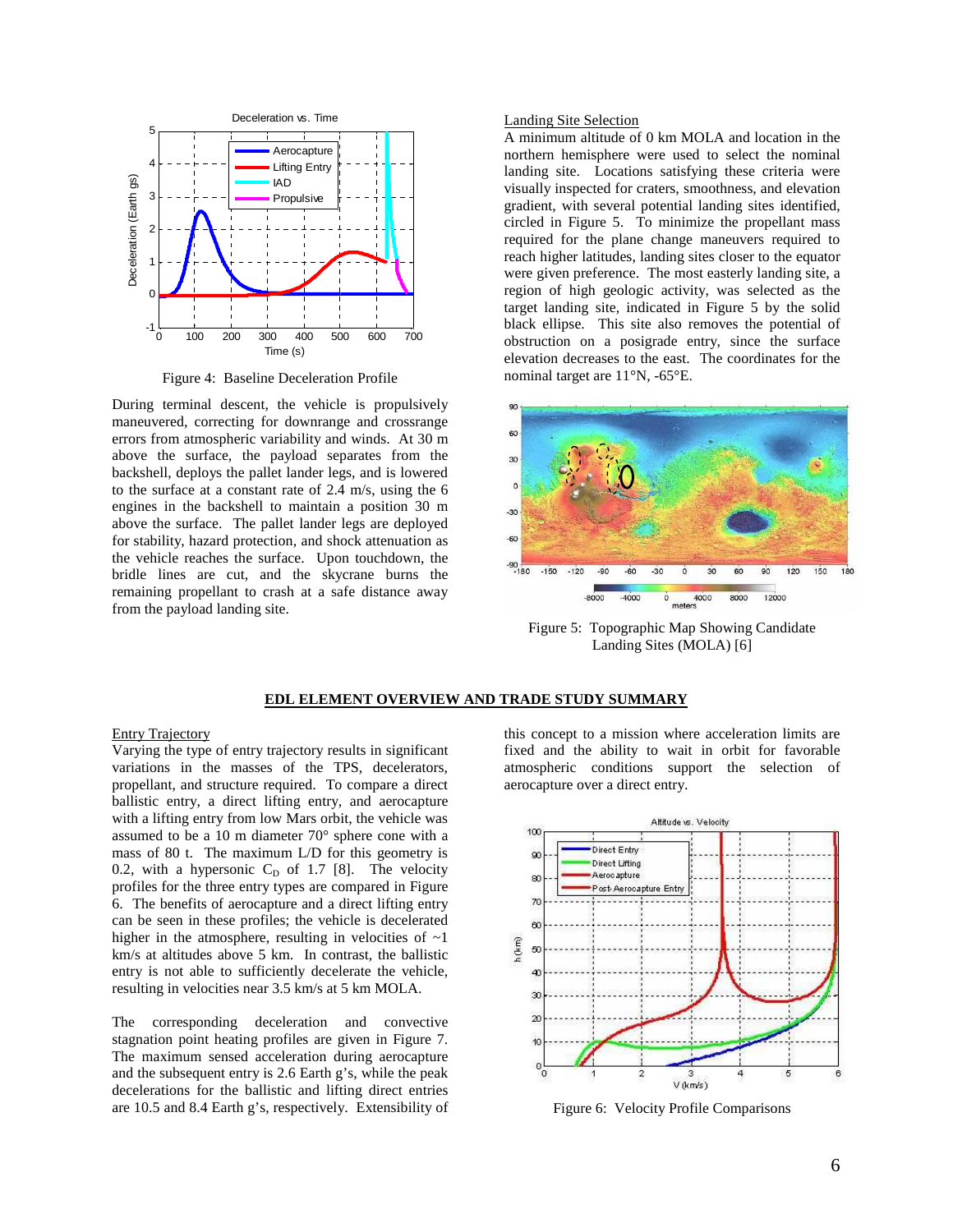Figure 4: Baseline Deceleration Profile

During terminal descent, the vehicle is propulsively maneuvered, correcting for downrange and crossrange errors from atmospheric variability and winds. At 30 m above the surface, the payload separates from the backshell, deploys the pallet lander legs, and is lowered to the surface at a constant rate of 2.4 m/s, using the 6 engines in the backshell to maintain a position 30 m above the surface. The pallet lander legs are deployed for stability, hazard protection, and shock attenuation as the vehicle reaches the surface. Upon touchdown, the bridle lines are cut, and the skycrane burns the remaining propellant to crash at a safe distance away from the payload landing site.

Landing Site Selection

A minimum altitude of 0 km MOLA and location in the northern hemisphere were used to select the nominal landing site. Locations satisfying these criteria were visually inspected for craters, smoothness, and elevation gradient, with several potential landing sites identified, circled in Figure 5. To minimize the propellant mass required for the plane change maneuvers required to reach higher latitudes, landing sites closer to the equator were given preference. The most easterly landing site, a region of high geologic activity, was selected as the target landing site, indicated in Figure 5 by the solid black ellipse. This site also removes the potential of obstruction on a posigrade entry, since the surface elevation decreases to the east. The coordinates for the nominal target are 11°N, -65°E.

Figure 5: Topographic Map Showing Candidate Landing Sites (MOLA) [6]

## EDL ELEMENT OVERVIEW AND TRADE STUDY SUMMARY

Entry Trajectory

Varying the type of entry trajectory results in significant variations in the masses of the TPS, decelerators, propellant, and structure required. To compare a direct ballistic entry, a direct lifting entry, and aerocapture with a lifting entry from low Mars orbit, the vehicle was assumed to be a 10 m diameter 70° sphere cone with a mass of 80 t. The maximum L/D for this geometry is 0.2, with a hypersonic $C_D$ of 1.7 [8]. The velocity profiles for the three entry types are compared in Figure 6. The benefits of aerocapture and a direct lifting entry can be seen in these profiles; the vehicle is decelerated higher in the atmosphere, resulting in velocities of ~1 km/s at altitudes above 5 km. In contrast, the ballistic entry is not able to sufficiently decelerate the vehicle, resulting in velocities near 3.5 km/s at 5 km MOLA.

The corresponding deceleration and convective stagnation point heating profiles are given in Figure 7. The maximum sensed acceleration during aerocapture and the subsequent entry is 2.6 Earth g's, while the peak decelerations for the ballistic and lifting direct entries are 10.5 and 8.4 Earth g's, respectively. Extensibility of this concept to a mission where acceleration limits are fixed and the ability to wait in orbit for favorable atmospheric conditions support the selection of aerocapture over a direct entry.

Figure 6: Velocity Profile Comparisons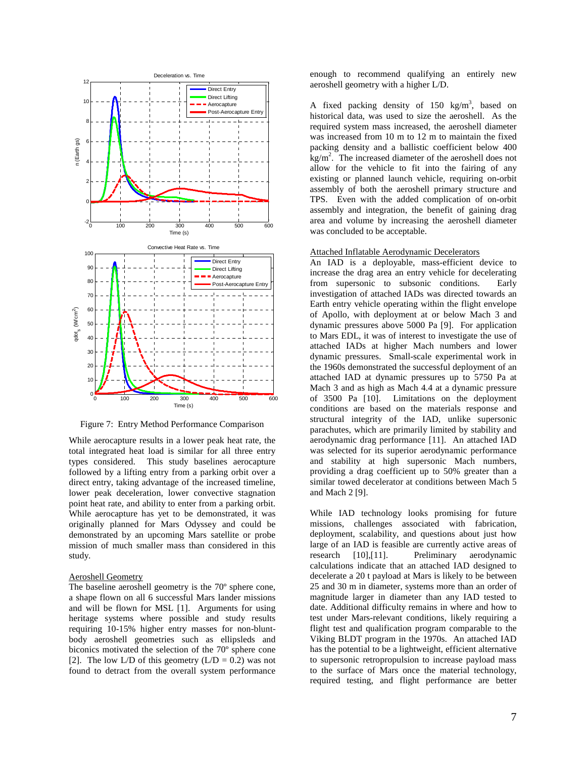Figure 7: Entry Method Performance Comparison

While aerocapture results in a lower peak heat rate, the total integrated heat load is similar for all three entry types considered. This study baselines aerocapture followed by a lifting entry from a parking orbit over a direct entry, taking advantage of the increased timeline, lower peak deceleration, lower convective stagnation point heat rate, and ability to enter from a parking orbit. While aerocapture has yet to be demonstrated, it was originally planned for Mars Odyssey and could be demonstrated by an upcoming Mars satellite or probe mission of much smaller mass than considered in this study.

### Aeroshell Geometry

The baseline aeroshell geometry is the 70º sphere cone, a shape flown on all 6 successful Mars lander missions and will be flown for MSL [1]. Arguments for using heritage systems where possible and study results requiring 10-15% higher entry masses for non-blunt-body aeroshell geometries such as ellipsleds and biconics motivated the selection of the 70º sphere cone [2]. The low L/D of this geometry (L/D = 0.2) was not found to detract from the overall system performance enough to recommend qualifying an entirely new aeroshell geometry with a higher L/D.

A fixed packing density of 150 kg/m$^3$, based on historical data, was used to size the aeroshell. As the required system mass increased, the aeroshell diameter was increased from 10 m to 12 m to maintain the fixed packing density and a ballistic coefficient below 400 kg/m$^2$. The increased diameter of the aeroshell does not allow for the vehicle to fit into the fairing of any existing or planned launch vehicle, requiring on-orbit assembly of both the aeroshell primary structure and TPS. Even with the added complication of on-orbit assembly and integration, the benefit of gaining drag area and volume by increasing the aeroshell diameter was concluded to be acceptable.

### Attached Inflatable Aerodynamic Decelerators

An IAD is a deployable, mass-efficient device to increase the drag area an entry vehicle for decelerating from supersonic to subsonic conditions. Early investigation of attached IADs was directed towards an Earth entry vehicle operating within the flight envelope of Apollo, with deployment at or below Mach 3 and dynamic pressures above 5000 Pa [9]. For application to Mars EDL, it was of interest to investigate the use of attached IADs at higher Mach numbers and lower dynamic pressures. Small-scale experimental work in the 1960s demonstrated the successful deployment of an attached IAD at dynamic pressures up to 5750 Pa at Mach 3 and as high as Mach 4.4 at a dynamic pressure of 3500 Pa [10]. Limitations on the deployment conditions are based on the materials response and structural integrity of the IAD, unlike supersonic parachutes, which are primarily limited by stability and aerodynamic drag performance [11]. An attached IAD was selected for its superior aerodynamic performance and stability at high supersonic Mach numbers, providing a drag coefficient up to 50% greater than a similar towed decelerator at conditions between Mach 5 and Mach 2 [9].

While IAD technology looks promising for future missions, challenges associated with fabrication, deployment, scalability, and questions about just how large of an IAD is feasible are currently active areas of research [10],[11]. Preliminary aerodynamic calculations indicate that an attached IAD designed to decelerate a 20 t payload at Mars is likely to be between 25 and 30 m in diameter, systems more than an order of magnitude larger in diameter than any IAD tested to date. Additional difficulty remains in where and how to test under Mars-relevant conditions, likely requiring a flight test and qualification program comparable to the Viking BLDT program in the 1970s. An attached IAD has the potential to be a lightweight, efficient alternative to supersonic retropropulsion to increase payload mass to the surface of Mars once the material technology, required testing, and flight performance are better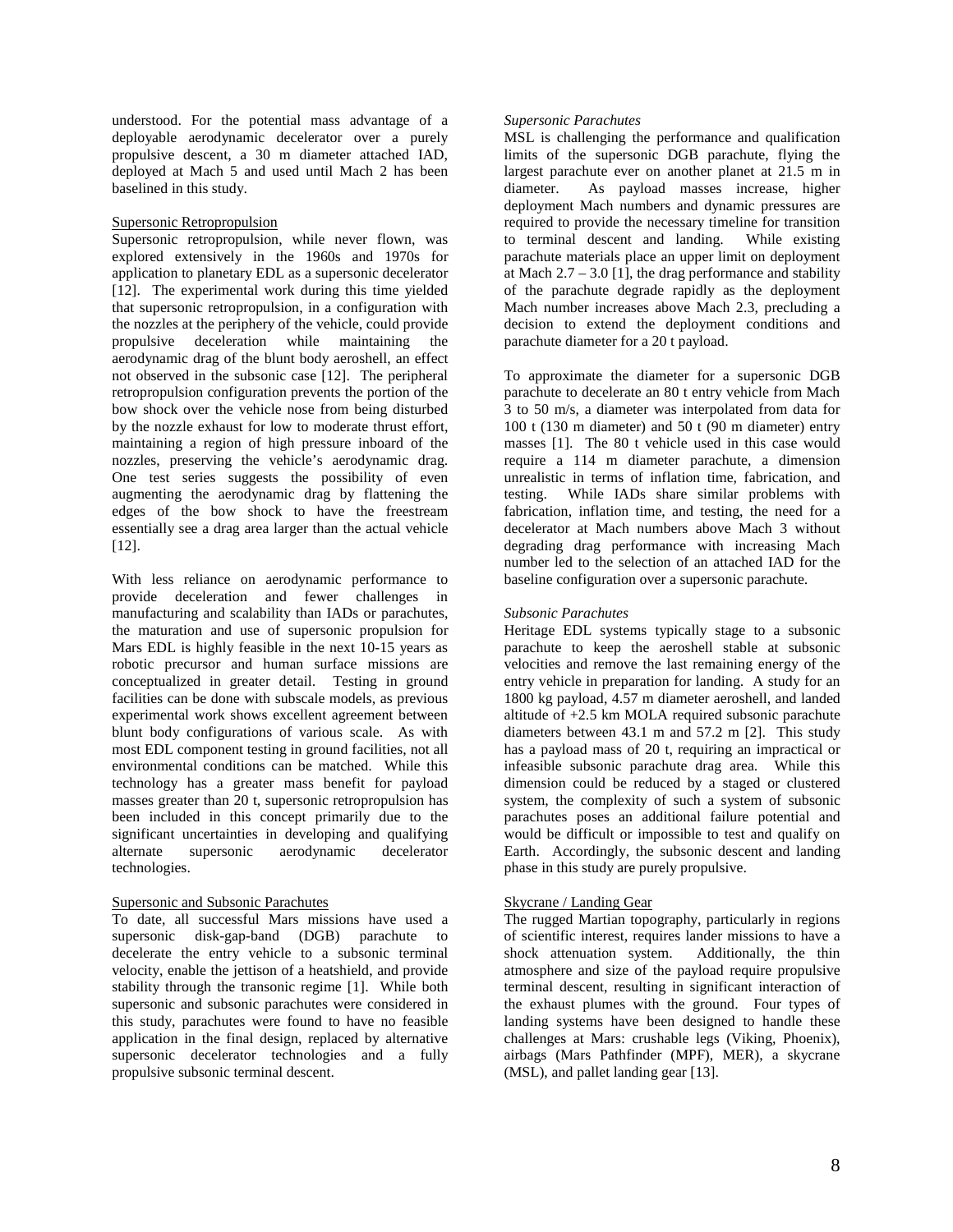understood. For the potential mass advantage of a deployable aerodynamic decelerator over a purely propulsive descent, a 30 m diameter attached IAD, deployed at Mach 5 and used until Mach 2 has been baselined in this study.

### Supersonic Retropropulsion

Supersonic retropropulsion, while never flown, was explored extensively in the 1960s and 1970s for application to planetary EDL as a supersonic decelerator [12]. The experimental work during this time yielded that supersonic retropropulsion, in a configuration with the nozzles at the periphery of the vehicle, could provide propulsive deceleration while maintaining the aerodynamic drag of the blunt body aeroshell, an effect not observed in the subsonic case [12]. The peripheral retropropulsion configuration prevents the portion of the bow shock over the vehicle nose from being disturbed by the nozzle exhaust for low to moderate thrust effort, maintaining a region of high pressure inboard of the nozzles, preserving the vehicle's aerodynamic drag. One test series suggests the possibility of even augmenting the aerodynamic drag by flattening the edges of the bow shock to have the freestream essentially see a drag area larger than the actual vehicle [12].

With less reliance on aerodynamic performance to provide deceleration and fewer challenges in manufacturing and scalability than IADs or parachutes, the maturation and use of supersonic propulsion for Mars EDL is highly feasible in the next 10-15 years as robotic precursor and human surface missions are conceptualized in greater detail. Testing in ground facilities can be done with subscale models, as previous experimental work shows excellent agreement between blunt body configurations of various scale. As with most EDL component testing in ground facilities, not all environmental conditions can be matched. While this technology has a greater mass benefit for payload masses greater than 20 t, supersonic retropropulsion has been included in this concept primarily due to the significant uncertainties in developing and qualifying alternate supersonic aerodynamic decelerator technologies.

### Supersonic and Subsonic Parachutes

To date, all successful Mars missions have used a supersonic disk-gap-band (DGB) parachute to decelerate the entry vehicle to a subsonic terminal velocity, enable the jettison of a heatshield, and provide stability through the transonic regime [1]. While both supersonic and subsonic parachutes were considered in this study, parachutes were found to have no feasible application in the final design, replaced by alternative supersonic decelerator technologies and a fully propulsive subsonic terminal descent.

#### *Supersonic Parachutes*

MSL is challenging the performance and qualification limits of the supersonic DGB parachute, flying the largest parachute ever on another planet at 21.5 m in diameter. As payload masses increase, higher deployment Mach numbers and dynamic pressures are required to provide the necessary timeline for transition to terminal descent and landing. While existing parachute materials place an upper limit on deployment at Mach 2.7 – 3.0 [1], the drag performance and stability of the parachute degrade rapidly as the deployment Mach number increases above Mach 2.3, precluding a decision to extend the deployment conditions and parachute diameter for a 20 t payload.

To approximate the diameter for a supersonic DGB parachute to decelerate an 80 t entry vehicle from Mach 3 to 50 m/s, a diameter was interpolated from data for 100 t (130 m diameter) and 50 t (90 m diameter) entry masses [1]. The 80 t vehicle used in this case would require a 114 m diameter parachute, a dimension unrealistic in terms of inflation time, fabrication, and testing. While IADs share similar problems with fabrication, inflation time, and testing, the need for a decelerator at Mach numbers above Mach 3 without degrading drag performance with increasing Mach number led to the selection of an attached IAD for the baseline configuration over a supersonic parachute.

#### *Subsonic Parachutes*

Heritage EDL systems typically stage to a subsonic parachute to keep the aeroshell stable at subsonic velocities and remove the last remaining energy of the entry vehicle in preparation for landing. A study for an 1800 kg payload, 4.57 m diameter aeroshell, and landed altitude of +2.5 km MOLA required subsonic parachute diameters between 43.1 m and 57.2 m [2]. This study has a payload mass of 20 t, requiring an impractical or infeasible subsonic parachute drag area. While this dimension could be reduced by a staged or clustered system, the complexity of such a system of subsonic parachutes poses an additional failure potential and would be difficult or impossible to test and qualify on Earth. Accordingly, the subsonic descent and landing phase in this study are purely propulsive.

### Skycrane / Landing Gear

The rugged Martian topography, particularly in regions of scientific interest, requires lander missions to have a shock attenuation system. Additionally, the thin atmosphere and size of the payload require propulsive terminal descent, resulting in significant interaction of the exhaust plumes with the ground. Four types of landing systems have been designed to handle these challenges at Mars: crushable legs (Viking, Phoenix), airbags (Mars Pathfinder (MPF), MER), a skycrane (MSL), and pallet landing gear [13].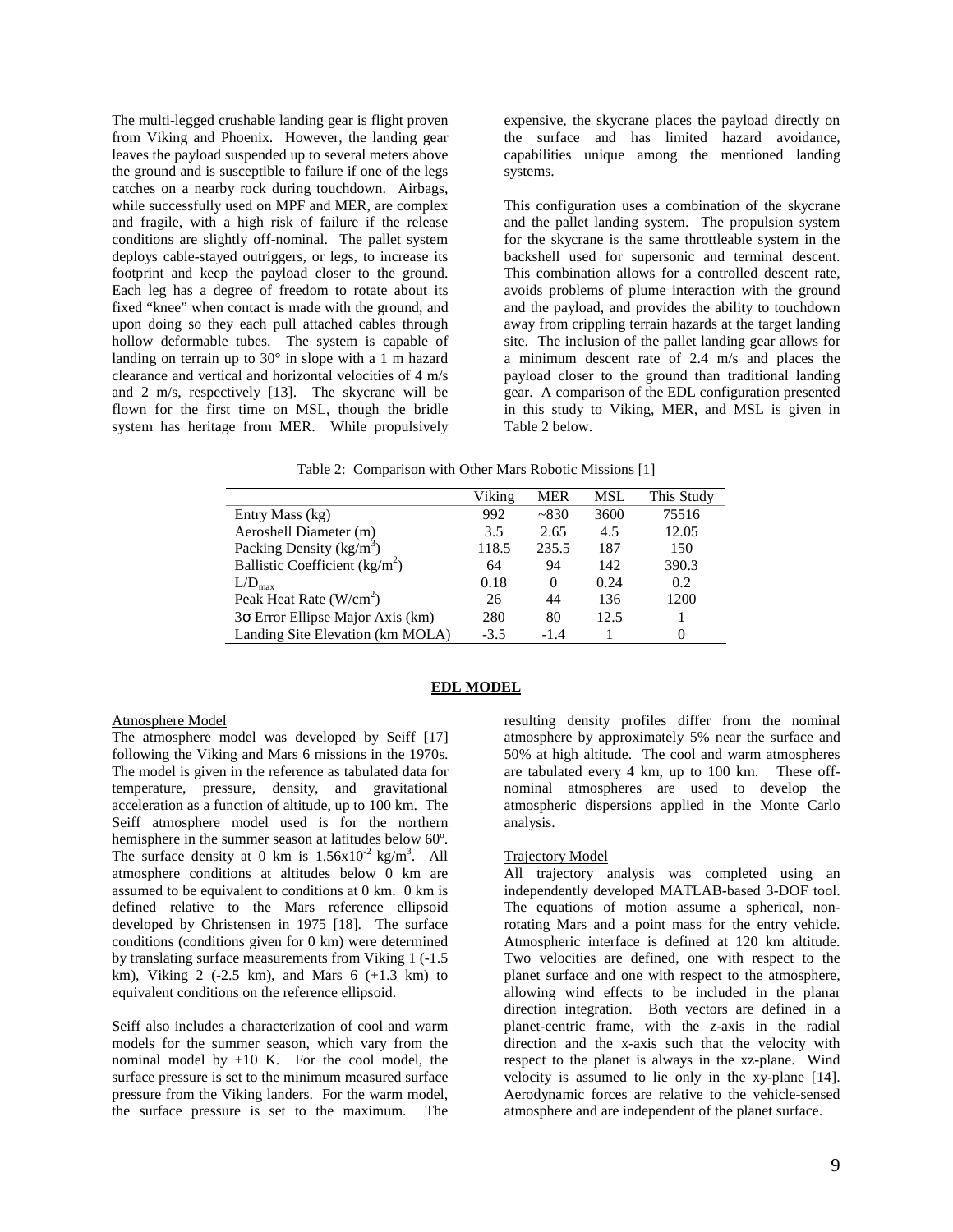The multi-legged crushable landing gear is flight proven from Viking and Phoenix. However, the landing gear leaves the payload suspended up to several meters above the ground and is susceptible to failure if one of the legs catches on a nearby rock during touchdown. Airbags, while successfully used on MPF and MER, are complex and fragile, with a high risk of failure if the release conditions are slightly off-nominal. The pallet system deploys cable-stayed outriggers, or legs, to increase its footprint and keep the payload closer to the ground. Each leg has a degree of freedom to rotate about its fixed "knee" when contact is made with the ground, and upon doing so they each pull attached cables through hollow deformable tubes. The system is capable of landing on terrain up to 30° in slope with a 1 m hazard clearance and vertical and horizontal velocities of 4 m/s and 2 m/s, respectively [13]. The skycrane will be flown for the first time on MSL, though the bridle system has heritage from MER. While propulsively expensive, the skycrane places the payload directly on the surface and has limited hazard avoidance, capabilities unique among the mentioned landing systems.

This configuration uses a combination of the skycrane and the pallet landing system. The propulsion system for the skycrane is the same throttleable system in the backshell used for supersonic and terminal descent. This combination allows for a controlled descent rate, avoids problems of plume interaction with the ground and the payload, and provides the ability to touchdown away from crippling terrain hazards at the target landing site. The inclusion of the pallet landing gear allows for a minimum descent rate of 2.4 m/s and places the payload closer to the ground than traditional landing gear. A comparison of the EDL configuration presented in this study to Viking, MER, and MSL is given in Table 2 below.

Table 2: Comparison with Other Mars Robotic Missions [1]

| | Viking | MER | MSL | This Study |
|---|---|---|---|---|
| Entry Mass (kg) | 992 | ~830 | 3600 | 75516 |
| Aeroshell Diameter (m) | 3.5 | 2.65 | 4.5 | 12.05 |
| Packing Density (kg/m$^3$) | 118.5 | 235.5 | 187 | 150 |
| Ballistic Coefficient (kg/m$^2$) | 64 | 94 | 142 | 390.3 |
| $L/D_{max}$ | 0.18 | 0 | 0.24 | 0.2 |
| Peak Heat Rate (W/cm$^2$) | 26 | 44 | 136 | 1200 |
| 3$\sigma$ Error Ellipse Major Axis (km) | 280 | 80 | 12.5 | 1 |
| Landing Site Elevation (km MOLA) | -3.5 | -1.4 | 1 | 0 |

## EDL MODEL

### Atmosphere Model

The atmosphere model was developed by Seiff [17] following the Viking and Mars 6 missions in the 1970s. The model is given in the reference as tabulated data for temperature, pressure, density, and gravitational acceleration as a function of altitude, up to 100 km. The Seiff atmosphere model used is for the northern hemisphere in the summer season at latitudes below 60º. The surface density at 0 km is $1.56 \times 10^{-2}$ kg/m$^3$. All atmosphere conditions at altitudes below 0 km are assumed to be equivalent to conditions at 0 km. 0 km is defined relative to the Mars reference ellipsoid developed by Christensen in 1975 [18]. The surface conditions (conditions given for 0 km) were determined by translating surface measurements from Viking 1 (-1.5 km), Viking 2 (-2.5 km), and Mars 6 (+1.3 km) to equivalent conditions on the reference ellipsoid.

Seiff also includes a characterization of cool and warm models for the summer season, which vary from the nominal model by ±10 K. For the cool model, the surface pressure is set to the minimum measured surface pressure from the Viking landers. For the warm model, the surface pressure is set to the maximum. The resulting density profiles differ from the nominal atmosphere by approximately 5% near the surface and 50% at high altitude. The cool and warm atmospheres are tabulated every 4 km, up to 100 km. These off-nominal atmospheres are used to develop the atmospheric dispersions applied in the Monte Carlo analysis.

### Trajectory Model

All trajectory analysis was completed using an independently developed MATLAB-based 3-DOF tool. The equations of motion assume a spherical, non-rotating Mars and a point mass for the entry vehicle. Atmospheric interface is defined at 120 km altitude. Two velocities are defined, one with respect to the planet surface and one with respect to the atmosphere, allowing wind effects to be included in the planar direction integration. Both vectors are defined in a planet-centric frame, with the z-axis in the radial direction and the x-axis such that the velocity with respect to the planet is always in the xz-plane. Wind velocity is assumed to lie only in the xy-plane [14]. Aerodynamic forces are relative to the vehicle-sensed atmosphere and are independent of the planet surface.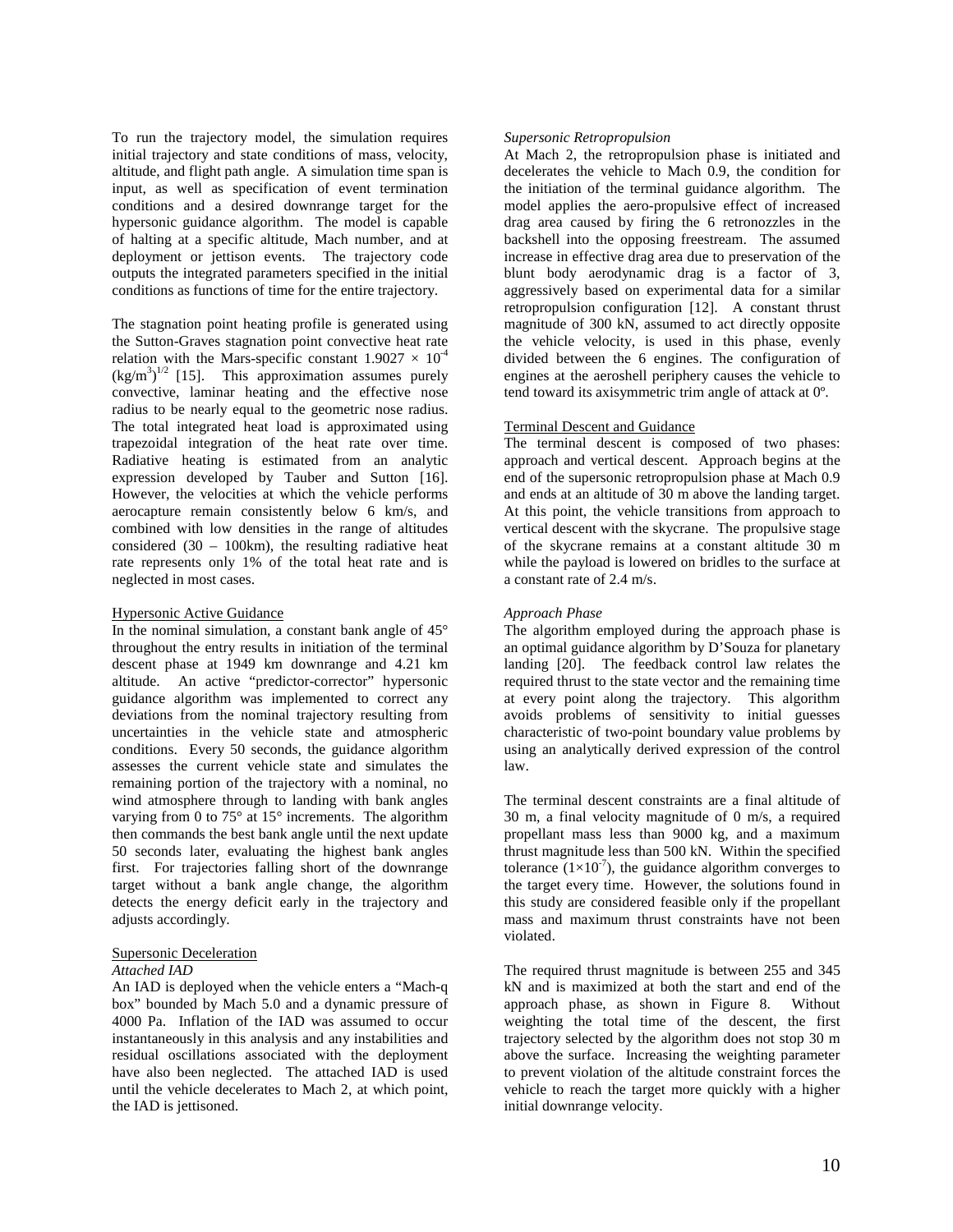To run the trajectory model, the simulation requires initial trajectory and state conditions of mass, velocity, altitude, and flight path angle. A simulation time span is input, as well as specification of event termination conditions and a desired downrange target for the hypersonic guidance algorithm. The model is capable of halting at a specific altitude, Mach number, and at deployment or jettison events. The trajectory code outputs the integrated parameters specified in the initial conditions as functions of time for the entire trajectory.

The stagnation point heating profile is generated using the Sutton-Graves stagnation point convective heat rate relation with the Mars-specific constant $1.9027 \times 10^{-4}$ $(kg/m^3)^{1/2}$ [15]. This approximation assumes purely convective, laminar heating and the effective nose radius to be nearly equal to the geometric nose radius. The total integrated heat load is approximated using trapezoidal integration of the heat rate over time. Radiative heating is estimated from an analytic expression developed by Tauber and Sutton [16]. However, the velocities at which the vehicle performs aerocapture remain consistently below 6 km/s, and combined with low densities in the range of altitudes considered (30 – 100km), the resulting radiative heat rate represents only 1% of the total heat rate and is neglected in most cases.

### Hypersonic Active Guidance

In the nominal simulation, a constant bank angle of 45° throughout the entry results in initiation of the terminal descent phase at 1949 km downrange and 4.21 km altitude. An active "predictor-corrector" hypersonic guidance algorithm was implemented to correct any deviations from the nominal trajectory resulting from uncertainties in the vehicle state and atmospheric conditions. Every 50 seconds, the guidance algorithm assesses the current vehicle state and simulates the remaining portion of the trajectory with a nominal, no wind atmosphere through to landing with bank angles varying from 0 to 75° at 15° increments. The algorithm then commands the best bank angle until the next update 50 seconds later, evaluating the highest bank angles first. For trajectories falling short of the downrange target without a bank angle change, the algorithm detects the energy deficit early in the trajectory and adjusts accordingly.

### Supersonic Deceleration

#### *Attached IAD*

An IAD is deployed when the vehicle enters a "Mach-q box" bounded by Mach 5.0 and a dynamic pressure of 4000 Pa. Inflation of the IAD was assumed to occur instantaneously in this analysis and any instabilities and residual oscillations associated with the deployment have also been neglected. The attached IAD is used until the vehicle decelerates to Mach 2, at which point, the IAD is jettisoned.

#### *Supersonic Retropropulsion*

At Mach 2, the retropropulsion phase is initiated and decelerates the vehicle to Mach 0.9, the condition for the initiation of the terminal guidance algorithm. The model applies the aero-propulsive effect of increased drag area caused by firing the 6 retronozzles in the backshell into the opposing freestream. The assumed increase in effective drag area due to preservation of the blunt body aerodynamic drag is a factor of 3, aggressively based on experimental data for a similar retropropulsion configuration [12]. A constant thrust magnitude of 300 kN, assumed to act directly opposite the vehicle velocity, is used in this phase, evenly divided between the 6 engines. The configuration of engines at the aeroshell periphery causes the vehicle to tend toward its axisymmetric trim angle of attack at 0º.

### Terminal Descent and Guidance

The terminal descent is composed of two phases: approach and vertical descent. Approach begins at the end of the supersonic retropropulsion phase at Mach 0.9 and ends at an altitude of 30 m above the landing target. At this point, the vehicle transitions from approach to vertical descent with the skycrane. The propulsive stage of the skycrane remains at a constant altitude 30 m while the payload is lowered on bridles to the surface at a constant rate of 2.4 m/s.

#### *Approach Phase*

The algorithm employed during the approach phase is an optimal guidance algorithm by D'Souza for planetary landing [20]. The feedback control law relates the required thrust to the state vector and the remaining time at every point along the trajectory. This algorithm avoids problems of sensitivity to initial guesses characteristic of two-point boundary value problems by using an analytically derived expression of the control law.

The terminal descent constraints are a final altitude of 30 m, a final velocity magnitude of 0 m/s, a required propellant mass less than 9000 kg, and a maximum thrust magnitude less than 500 kN. Within the specified tolerance ($1\times10^{-7}$), the guidance algorithm converges to the target every time. However, the solutions found in this study are considered feasible only if the propellant mass and maximum thrust constraints have not been violated.

The required thrust magnitude is between 255 and 345 kN and is maximized at both the start and end of the approach phase, as shown in Figure 8. Without weighting the total time of the descent, the first trajectory selected by the algorithm does not stop 30 m above the surface. Increasing the weighting parameter to prevent violation of the altitude constraint forces the vehicle to reach the target more quickly with a higher initial downrange velocity.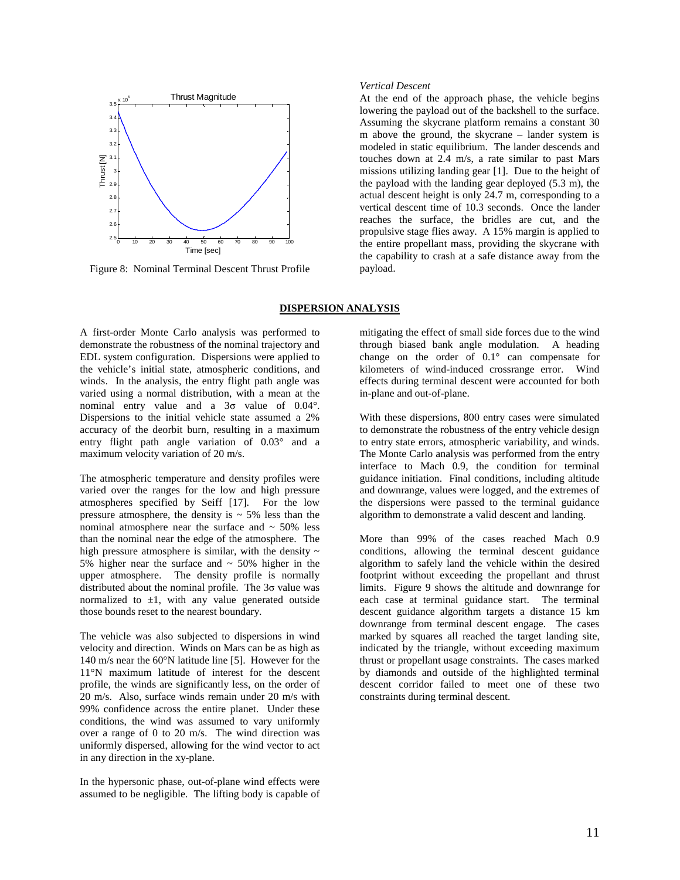Figure 8: Nominal Terminal Descent Thrust Profile

*Vertical Descent*

At the end of the approach phase, the vehicle begins lowering the payload out of the backshell to the surface. Assuming the skycrane platform remains a constant 30 m above the ground, the skycrane – lander system is modeled in static equilibrium. The lander descends and touches down at 2.4 m/s, a rate similar to past Mars missions utilizing landing gear [1]. Due to the height of the payload with the landing gear deployed (5.3 m), the actual descent height is only 24.7 m, corresponding to a vertical descent time of 10.3 seconds. Once the lander reaches the surface, the bridles are cut, and the propulsive stage flies away. A 15% margin is applied to the entire propellant mass, providing the skycrane with the capability to crash at a safe distance away from the payload.

## DISPERSION ANALYSIS

A first-order Monte Carlo analysis was performed to demonstrate the robustness of the nominal trajectory and EDL system configuration. Dispersions were applied to the vehicle's initial state, atmospheric conditions, and winds. In the analysis, the entry flight path angle was varied using a normal distribution, with a mean at the nominal entry value and a $3\sigma$ value of 0.04°. Dispersions to the initial vehicle state assumed a 2% accuracy of the deorbit burn, resulting in a maximum entry flight path angle variation of 0.03° and a maximum velocity variation of 20 m/s.

The atmospheric temperature and density profiles were varied over the ranges for the low and high pressure atmospheres specified by Seiff [17]. For the low pressure atmosphere, the density is ~ 5% less than the nominal atmosphere near the surface and ~ 50% less than the nominal near the edge of the atmosphere. The high pressure atmosphere is similar, with the density ~ 5% higher near the surface and ~ 50% higher in the upper atmosphere. The density profile is normally distributed about the nominal profile. The $3\sigma$ value was normalized to $\pm 1$, with any value generated outside those bounds reset to the nearest boundary.

The vehicle was also subjected to dispersions in wind velocity and direction. Winds on Mars can be as high as 140 m/s near the 60°N latitude line [5]. However for the 11°N maximum latitude of interest for the descent profile, the winds are significantly less, on the order of 20 m/s. Also, surface winds remain under 20 m/s with 99% confidence across the entire planet. Under these conditions, the wind was assumed to vary uniformly over a range of 0 to 20 m/s. The wind direction was uniformly dispersed, allowing for the wind vector to act in any direction in the xy-plane.

In the hypersonic phase, out-of-plane wind effects were assumed to be negligible. The lifting body is capable of mitigating the effect of small side forces due to the wind through biased bank angle modulation. A heading change on the order of 0.1° can compensate for kilometers of wind-induced crossrange error. Wind effects during terminal descent were accounted for both in-plane and out-of-plane.

With these dispersions, 800 entry cases were simulated to demonstrate the robustness of the entry vehicle design to entry state errors, atmospheric variability, and winds. The Monte Carlo analysis was performed from the entry interface to Mach 0.9, the condition for terminal guidance initiation. Final conditions, including altitude and downrange, values were logged, and the extremes of the dispersions were passed to the terminal guidance algorithm to demonstrate a valid descent and landing.

More than 99% of the cases reached Mach 0.9 conditions, allowing the terminal descent guidance algorithm to safely land the vehicle within the desired footprint without exceeding the propellant and thrust limits. Figure 9 shows the altitude and downrange for each case at terminal guidance start. The terminal descent guidance algorithm targets a distance 15 km downrange from terminal descent engage. The cases marked by squares all reached the target landing site, indicated by the triangle, without exceeding maximum thrust or propellant usage constraints. The cases marked by diamonds and outside of the highlighted terminal descent corridor failed to meet one of these two constraints during terminal descent.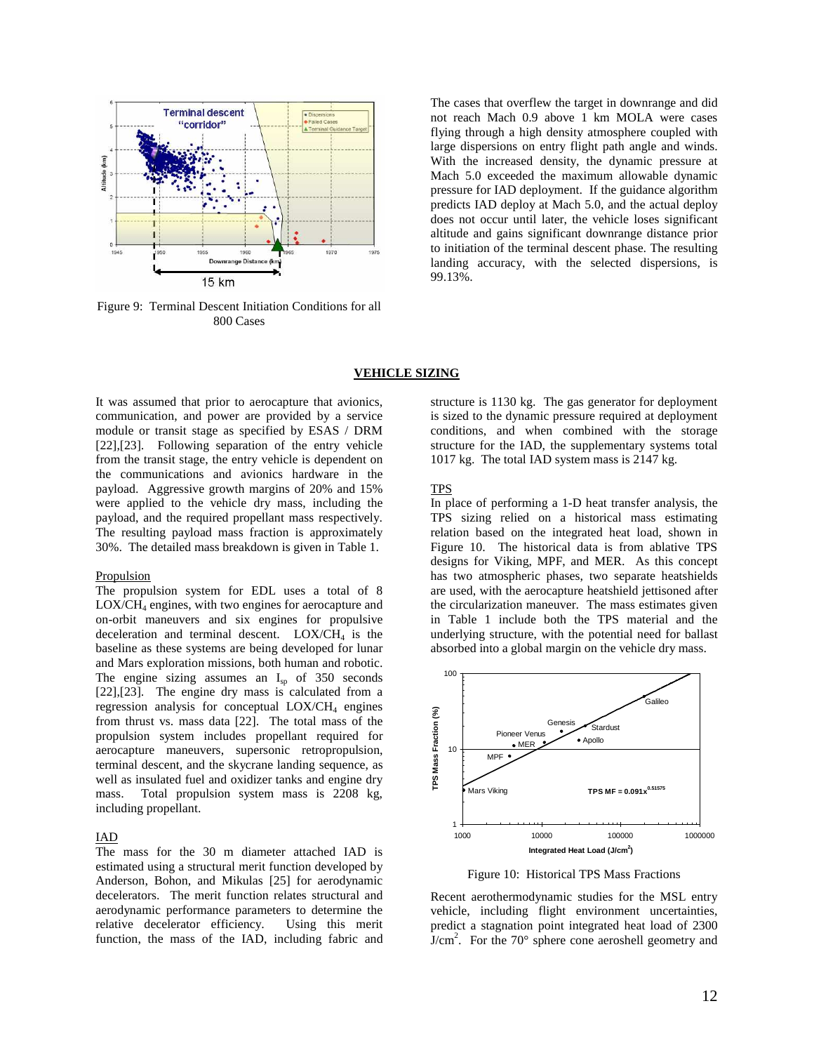Figure 9: Terminal Descent Initiation Conditions for all 800 Cases

The cases that overflew the target in downrange and did not reach Mach 0.9 above 1 km MOLA were cases flying through a high density atmosphere coupled with large dispersions on entry flight path angle and winds. With the increased density, the dynamic pressure at Mach 5.0 exceeded the maximum allowable dynamic pressure for IAD deployment. If the guidance algorithm predicts IAD deploy at Mach 5.0, and the actual deploy does not occur until later, the vehicle loses significant altitude and gains significant downrange distance prior to initiation of the terminal descent phase. The resulting landing accuracy, with the selected dispersions, is 99.13%.

## VEHICLE SIZING

It was assumed that prior to aerocapture that avionics, communication, and power are provided by a service module or transit stage as specified by ESAS / DRM [22],[23]. Following separation of the entry vehicle from the transit stage, the entry vehicle is dependent on the communications and avionics hardware in the payload. Aggressive growth margins of 20% and 15% were applied to the vehicle dry mass, including the payload, and the required propellant mass respectively. The resulting payload mass fraction is approximately 30%. The detailed mass breakdown is given in Table 1.

### Propulsion

The propulsion system for EDL uses a total of 8 LOX/$CH_4$ engines, with two engines for aerocapture and on-orbit maneuvers and six engines for propulsive deceleration and terminal descent. LOX/$CH_4$ is the baseline as these systems are being developed for lunar and Mars exploration missions, both human and robotic. The engine sizing assumes an $I_{sp}$ of 350 seconds [22],[23]. The engine dry mass is calculated from a regression analysis for conceptual LOX/$CH_4$ engines from thrust vs. mass data [22]. The total mass of the propulsion system includes propellant required for aerocapture maneuvers, supersonic retropropulsion, terminal descent, and the skycrane landing sequence, as well as insulated fuel and oxidizer tanks and engine dry mass. Total propulsion system mass is 2208 kg, including propellant.

### IAD

The mass for the 30 m diameter attached IAD is estimated using a structural merit function developed by Anderson, Bohon, and Mikulas [25] for aerodynamic decelerators. The merit function relates structural and aerodynamic performance parameters to determine the relative decelerator efficiency. Using this merit function, the mass of the IAD, including fabric and structure is 1130 kg. The gas generator for deployment is sized to the dynamic pressure required at deployment conditions, and when combined with the storage structure for the IAD, the supplementary systems total 1017 kg. The total IAD system mass is 2147 kg.

### TPS

In place of performing a 1-D heat transfer analysis, the TPS sizing relied on a historical mass estimating relation based on the integrated heat load, shown in Figure 10. The historical data is from ablative TPS designs for Viking, MPF, and MER. As this concept has two atmospheric phases, two separate heatshields are used, with the aerocapture heatshield jettisoned after the circularization maneuver. The mass estimates given in Table 1 include both the TPS material and the underlying structure, with the potential need for ballast absorbed into a global margin on the vehicle dry mass.

Figure 10: Historical TPS Mass Fractions

Recent aerothermodynamic studies for the MSL entry vehicle, including flight environment uncertainties, predict a stagnation point integrated heat load of 2300 J/cm$^2$. For the 70° sphere cone aeroshell geometry and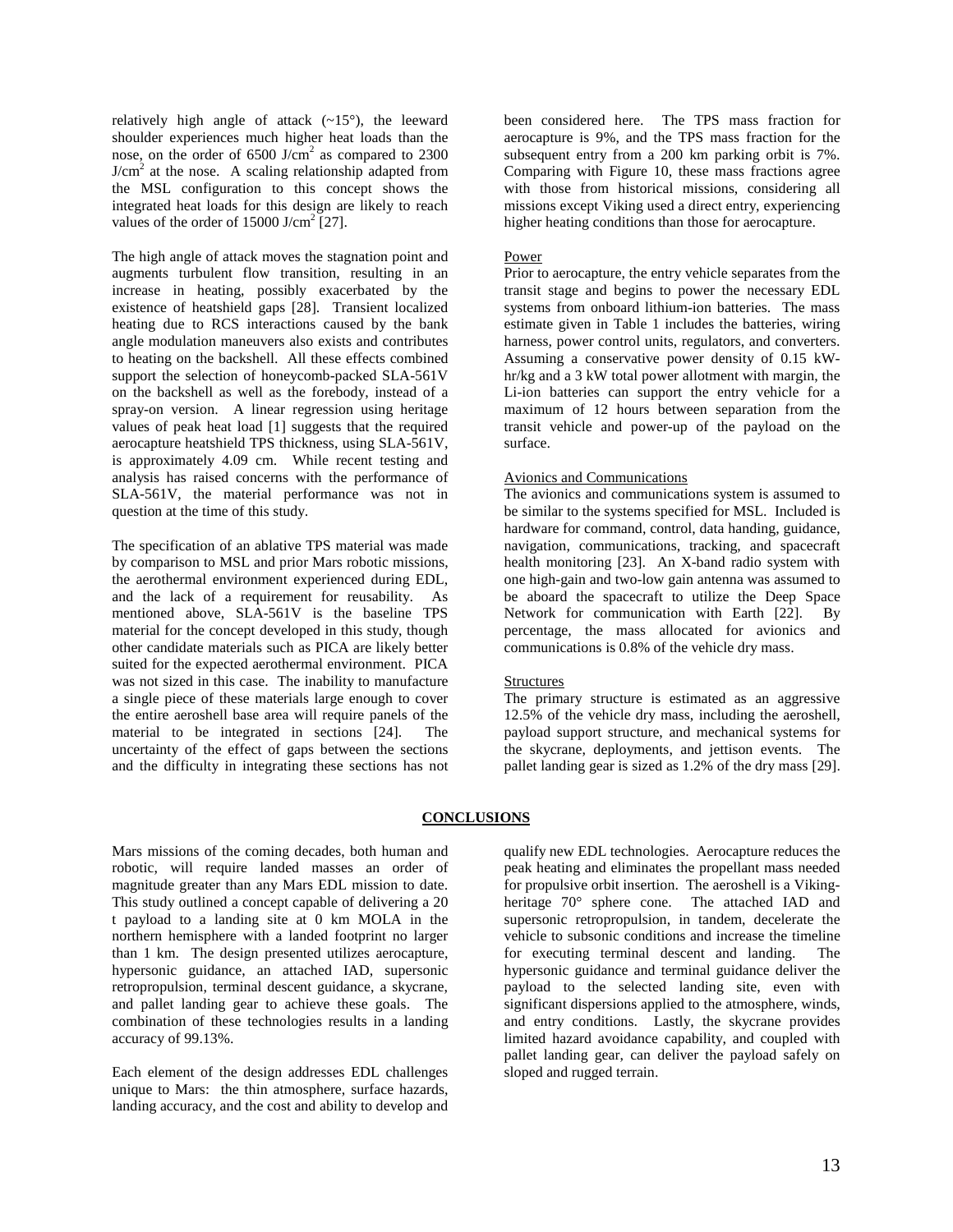relatively high angle of attack (~15°), the leeward shoulder experiences much higher heat loads than the nose, on the order of 6500 $J/cm^2$ as compared to 2300 $J/cm^2$ at the nose. A scaling relationship adapted from the MSL configuration to this concept shows the integrated heat loads for this design are likely to reach values of the order of 15000 $J/cm^2$ [27].

The high angle of attack moves the stagnation point and augments turbulent flow transition, resulting in an increase in heating, possibly exacerbated by the existence of heatshield gaps [28]. Transient localized heating due to RCS interactions caused by the bank angle modulation maneuvers also exists and contributes to heating on the backshell. All these effects combined support the selection of honeycomb-packed SLA-561V on the backshell as well as the forebody, instead of a spray-on version. A linear regression using heritage values of peak heat load [1] suggests that the required aerocapture heatshield TPS thickness, using SLA-561V, is approximately 4.09 cm. While recent testing and analysis has raised concerns with the performance of SLA-561V, the material performance was not in question at the time of this study.

The specification of an ablative TPS material was made by comparison to MSL and prior Mars robotic missions, the aerothermal environment experienced during EDL, and the lack of a requirement for reusability. As mentioned above, SLA-561V is the baseline TPS material for the concept developed in this study, though other candidate materials such as PICA are likely better suited for the expected aerothermal environment. PICA was not sized in this case. The inability to manufacture a single piece of these materials large enough to cover the entire aeroshell base area will require panels of the material to be integrated in sections [24]. The uncertainty of the effect of gaps between the sections and the difficulty in integrating these sections has not been considered here. The TPS mass fraction for aerocapture is 9%, and the TPS mass fraction for the subsequent entry from a 200 km parking orbit is 7%. Comparing with Figure 10, these mass fractions agree with those from historical missions, considering all missions except Viking used a direct entry, experiencing higher heating conditions than those for aerocapture.

Power

Prior to aerocapture, the entry vehicle separates from the transit stage and begins to power the necessary EDL systems from onboard lithium-ion batteries. The mass estimate given in Table 1 includes the batteries, wiring harness, power control units, regulators, and converters. Assuming a conservative power density of 0.15 kW-hr/kg and a 3 kW total power allotment with margin, the Li-ion batteries can support the entry vehicle for a maximum of 12 hours between separation from the transit vehicle and power-up of the payload on the surface.

Avionics and Communications

The avionics and communications system is assumed to be similar to the systems specified for MSL. Included is hardware for command, control, data handing, guidance, navigation, communications, tracking, and spacecraft health monitoring [23]. An X-band radio system with one high-gain and two-low gain antenna was assumed to be aboard the spacecraft to utilize the Deep Space Network for communication with Earth [22]. By percentage, the mass allocated for avionics and communications is 0.8% of the vehicle dry mass.

Structures

The primary structure is estimated as an aggressive 12.5% of the vehicle dry mass, including the aeroshell, payload support structure, and mechanical systems for the skycrane, deployments, and jettison events. The pallet landing gear is sized as 1.2% of the dry mass [29].

## CONCLUSIONS

Mars missions of the coming decades, both human and robotic, will require landed masses an order of magnitude greater than any Mars EDL mission to date. This study outlined a concept capable of delivering a 20 t payload to a landing site at 0 km MOLA in the northern hemisphere with a landed footprint no larger than 1 km. The design presented utilizes aerocapture, hypersonic guidance, an attached IAD, supersonic retropropulsion, terminal descent guidance, a skycrane, and pallet landing gear to achieve these goals. The combination of these technologies results in a landing accuracy of 99.13%.

Each element of the design addresses EDL challenges unique to Mars: the thin atmosphere, surface hazards, landing accuracy, and the cost and ability to develop and qualify new EDL technologies. Aerocapture reduces the peak heating and eliminates the propellant mass needed for propulsive orbit insertion. The aeroshell is a Viking-heritage 70° sphere cone. The attached IAD and supersonic retropropulsion, in tandem, decelerate the vehicle to subsonic conditions and increase the timeline for executing terminal descent and landing. The hypersonic guidance and terminal guidance deliver the payload to the selected landing site, even with significant dispersions applied to the atmosphere, winds, and entry conditions. Lastly, the skycrane provides limited hazard avoidance capability, and coupled with pallet landing gear, can deliver the payload safely on sloped and rugged terrain.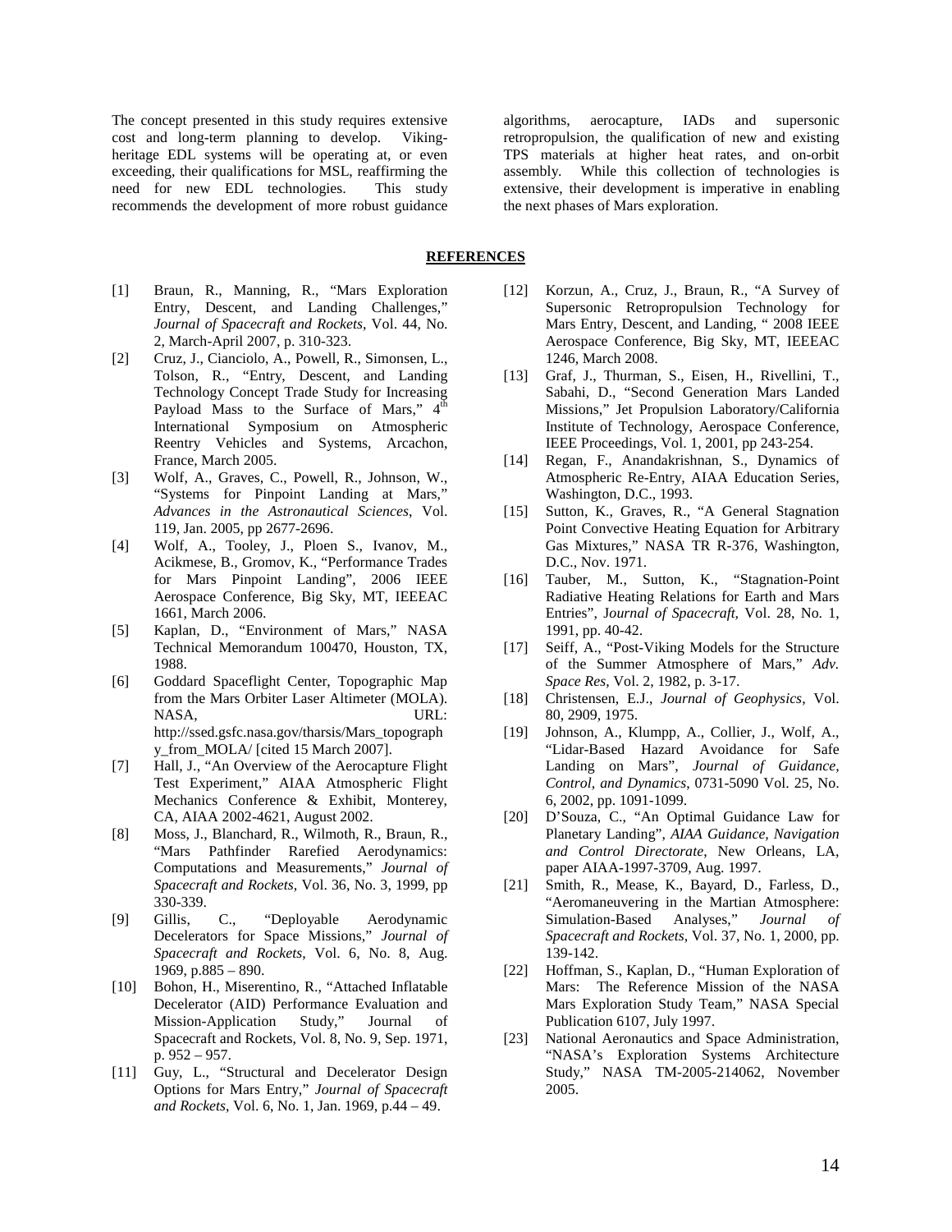The concept presented in this study requires extensive cost and long-term planning to develop. Viking-heritage EDL systems will be operating at, or even exceeding, their qualifications for MSL, reaffirming the need for new EDL technologies. This study recommends the development of more robust guidance algorithms, aerocapture, IADs and supersonic retropropulsion, the qualification of new and existing TPS materials at higher heat rates, and on-orbit assembly. While this collection of technologies is extensive, their development is imperative in enabling the next phases of Mars exploration.

## REFERENCES

[1] Braun, R., Manning, R., "Mars Exploration Entry, Descent, and Landing Challenges," *Journal of Spacecraft and Rockets*, Vol. 44, No. 2, March-April 2007, p. 310-323.

[2] Cruz, J., Cianciolo, A., Powell, R., Simonsen, L., Tolson, R., "Entry, Descent, and Landing Technology Concept Trade Study for Increasing Payload Mass to the Surface of Mars," 4th International Symposium on Atmospheric Reentry Vehicles and Systems, Arcachon, France, March 2005.

[3] Wolf, A., Graves, C., Powell, R., Johnson, W., "Systems for Pinpoint Landing at Mars," *Advances in the Astronautical Sciences*, Vol. 119, Jan. 2005, pp 2677-2696.

[4] Wolf, A., Tooley, J., Ploen S., Ivanov, M., Acikmese, B., Gromov, K., "Performance Trades for Mars Pinpoint Landing", 2006 IEEE Aerospace Conference, Big Sky, MT, IEEEAC 1661, March 2006.

[5] Kaplan, D., "Environment of Mars," NASA Technical Memorandum 100470, Houston, TX, 1988.

[6] Goddard Spaceflight Center, Topographic Map from the Mars Orbiter Laser Altimeter (MOLA). NASA, URL: http://ssed.gsfc.nasa.gov/tharsis/Mars_topography_from_MOLA/ [cited 15 March 2007].

[7] Hall, J., "An Overview of the Aerocapture Flight Test Experiment," AIAA Atmospheric Flight Mechanics Conference & Exhibit, Monterey, CA, AIAA 2002-4621, August 2002.

[8] Moss, J., Blanchard, R., Wilmoth, R., Braun, R., "Mars Pathfinder Rarefied Aerodynamics: Computations and Measurements," *Journal of Spacecraft and Rockets*, Vol. 36, No. 3, 1999, pp 330-339.

[9] Gillis, C., "Deployable Aerodynamic Decelerators for Space Missions," *Journal of Spacecraft and Rockets*, Vol. 6, No. 8, Aug. 1969, p.885 – 890.

[10] Bohon, H., Miserentino, R., "Attached Inflatable Decelerator (AID) Performance Evaluation and Mission-Application Study," Journal of Spacecraft and Rockets, Vol. 8, No. 9, Sep. 1971, p. 952 – 957.

[11] Guy, L., "Structural and Decelerator Design Options for Mars Entry," *Journal of Spacecraft and Rockets*, Vol. 6, No. 1, Jan. 1969, p.44 – 49.

[12] Korzun, A., Cruz, J., Braun, R., "A Survey of Supersonic Retropropulsion Technology for Mars Entry, Descent, and Landing, " 2008 IEEE Aerospace Conference, Big Sky, MT, IEEEAC 1246, March 2008.

[13] Graf, J., Thurman, S., Eisen, H., Rivellini, T., Sabahi, D., "Second Generation Mars Landed Missions," Jet Propulsion Laboratory/California Institute of Technology, Aerospace Conference, IEEE Proceedings, Vol. 1, 2001, pp 243-254.

[14] Regan, F., Anandakrishnan, S., Dynamics of Atmospheric Re-Entry, AIAA Education Series, Washington, D.C., 1993.

[15] Sutton, K., Graves, R., "A General Stagnation Point Convective Heating Equation for Arbitrary Gas Mixtures," NASA TR R-376, Washington, D.C., Nov. 1971.

[16] Tauber, M., Sutton, K., "Stagnation-Point Radiative Heating Relations for Earth and Mars Entries", J*ournal of Spacecraft,* Vol. 28, No. 1, 1991, pp. 40-42.

[17] Seiff, A., "Post-Viking Models for the Structure of the Summer Atmosphere of Mars," *Adv. Space Res*, Vol. 2, 1982, p. 3-17.

[18] Christensen, E.J., *Journal of Geophysics*, Vol. 80, 2909, 1975.

[19] Johnson, A., Klumpp, A., Collier, J., Wolf, A., "Lidar-Based Hazard Avoidance for Safe Landing on Mars", *Journal of Guidance, Control, and Dynamics*, 0731-5090 Vol. 25, No. 6, 2002, pp. 1091-1099.

[20] D'Souza, C., "An Optimal Guidance Law for Planetary Landing", *AIAA Guidance, Navigation and Control Directorate*, New Orleans, LA, paper AIAA-1997-3709, Aug. 1997.

[21] Smith, R., Mease, K., Bayard, D., Farless, D., "Aeromaneuvering in the Martian Atmosphere: Simulation-Based Analyses," *Journal of Spacecraft and Rockets*, Vol. 37, No. 1, 2000, pp. 139-142.

[22] Hoffman, S., Kaplan, D., "Human Exploration of Mars: The Reference Mission of the NASA Mars Exploration Study Team," NASA Special Publication 6107, July 1997.

[23] National Aeronautics and Space Administration, "NASA's Exploration Systems Architecture Study," NASA TM-2005-214062, November 2005.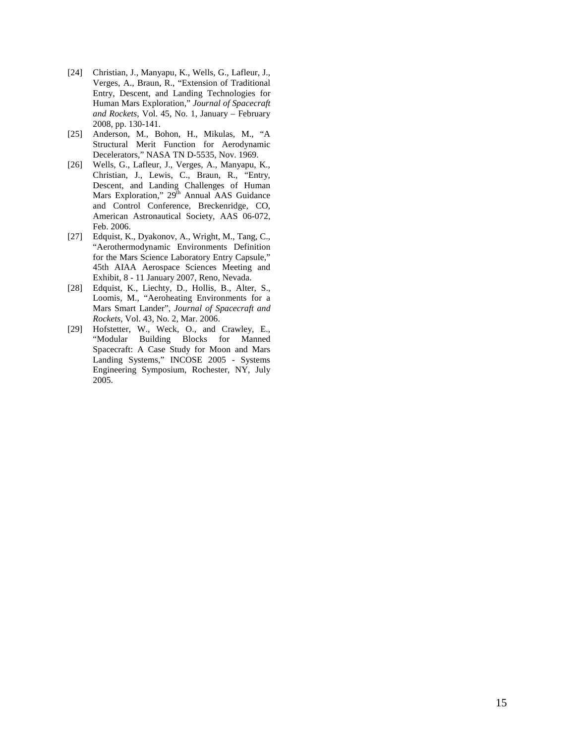[24] Christian, J., Manyapu, K., Wells, G., Lafleur, J., Verges, A., Braun, R., "Extension of Traditional Entry, Descent, and Landing Technologies for Human Mars Exploration," *Journal of Spacecraft and Rockets*, Vol. 45, No. 1, January – February 2008, pp. 130-141.

[25] Anderson, M., Bohon, H., Mikulas, M., "A Structural Merit Function for Aerodynamic Decelerators," NASA TN D-5535, Nov. 1969.

[26] Wells, G., Lafleur, J., Verges, A., Manyapu, K., Christian, J., Lewis, C., Braun, R., "Entry, Descent, and Landing Challenges of Human Mars Exploration," 29th Annual AAS Guidance and Control Conference, Breckenridge, CO, American Astronautical Society, AAS 06-072, Feb. 2006.

[27] Edquist, K., Dyakonov, A., Wright, M., Tang, C., "Aerothermodynamic Environments Definition for the Mars Science Laboratory Entry Capsule," 45th AIAA Aerospace Sciences Meeting and Exhibit, 8 - 11 January 2007, Reno, Nevada.

[28] Edquist, K., Liechty, D., Hollis, B., Alter, S., Loomis, M., "Aeroheating Environments for a Mars Smart Lander", *Journal of Spacecraft and Rockets*, Vol. 43, No. 2, Mar. 2006.

[29] Hofstetter, W., Weck, O., and Crawley, E., "Modular Building Blocks for Manned Spacecraft: A Case Study for Moon and Mars Landing Systems," INCOSE 2005 - Systems Engineering Symposium, Rochester, NY, July 2005.